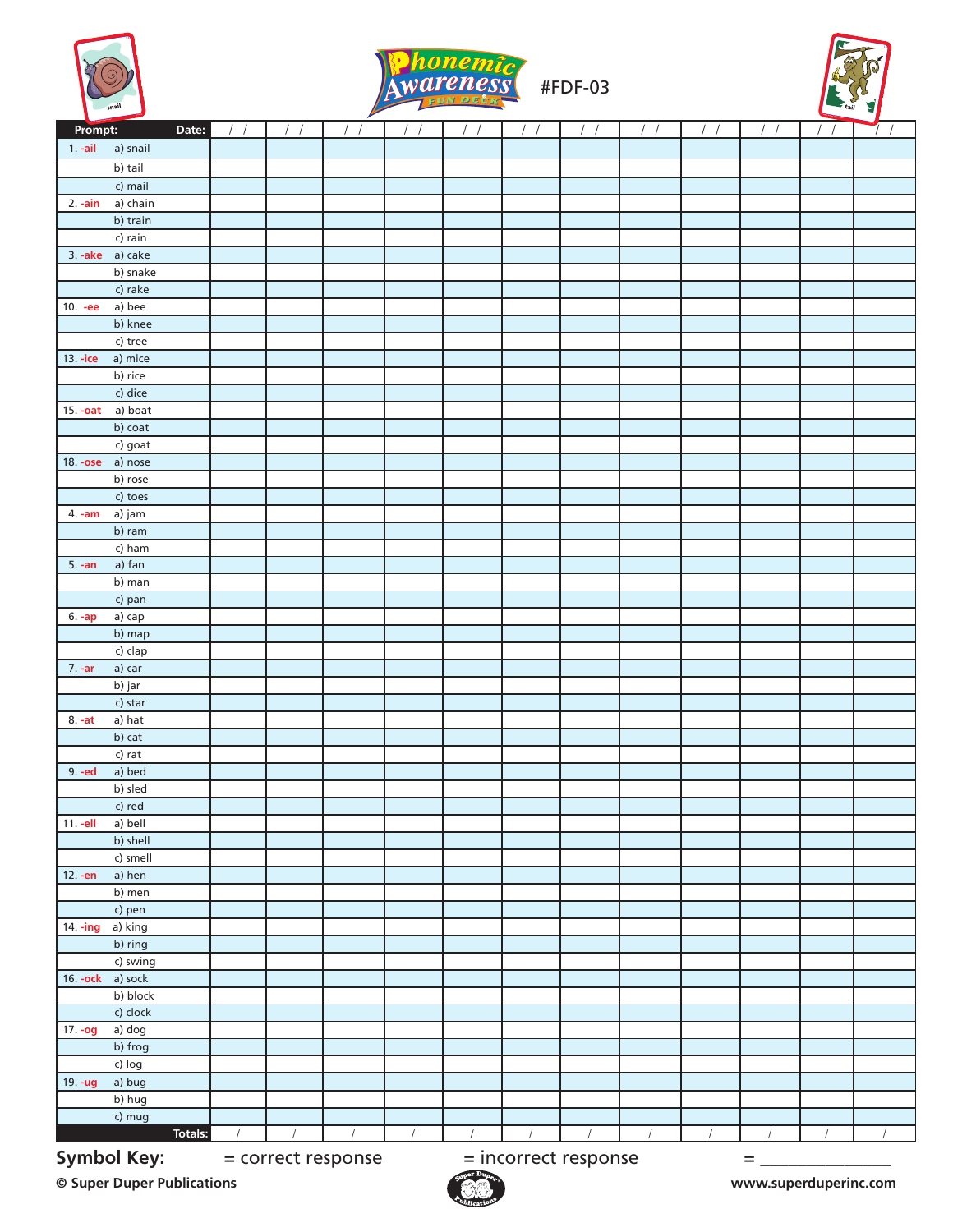# Phonemic Awareness Fun Deck

#FDF-03

| Prompt: | Date: | / / | / / | / / | / / | / / | / / | / / | / / | / / | / / | / / | / / |
|---|---|---|---|---|---|---|---|---|---|---|---|---|---|
| 1. -ail | a) snail | | | | | | | | | | | | |
| | b) tail | | | | | | | | | | | | |
| | c) mail | | | | | | | | | | | | |
| 2. -ain | a) chain | | | | | | | | | | | | |
| | b) train | | | | | | | | | | | | |
| | c) rain | | | | | | | | | | | | |
| 3. -ake | a) cake | | | | | | | | | | | | |
| | b) snake | | | | | | | | | | | | |
| | c) rake | | | | | | | | | | | | |
| 10. -ee | a) bee | | | | | | | | | | | | |
| | b) knee | | | | | | | | | | | | |
| | c) tree | | | | | | | | | | | | |
| 13. -ice | a) mice | | | | | | | | | | | | |
| | b) rice | | | | | | | | | | | | |
| | c) dice | | | | | | | | | | | | |
| 15. -oat | a) boat | | | | | | | | | | | | |
| | b) coat | | | | | | | | | | | | |
| | c) goat | | | | | | | | | | | | |
| 18. -ose | a) nose | | | | | | | | | | | | |
| | b) rose | | | | | | | | | | | | |
| | c) toes | | | | | | | | | | | | |
| 4. -am | a) jam | | | | | | | | | | | | |
| | b) ram | | | | | | | | | | | | |
| | c) ham | | | | | | | | | | | | |
| 5. -an | a) fan | | | | | | | | | | | | |
| | b) man | | | | | | | | | | | | |
| | c) pan | | | | | | | | | | | | |
| 6. -ap | a) cap | | | | | | | | | | | | |
| | b) map | | | | | | | | | | | | |
| | c) clap | | | | | | | | | | | | |
| 7. -ar | a) car | | | | | | | | | | | | |
| | b) jar | | | | | | | | | | | | |
| | c) star | | | | | | | | | | | | |
| 8. -at | a) hat | | | | | | | | | | | | |
| | b) cat | | | | | | | | | | | | |
| | c) rat | | | | | | | | | | | | |
| 9. -ed | a) bed | | | | | | | | | | | | |
| | b) sled | | | | | | | | | | | | |
| | c) red | | | | | | | | | | | | |
| 11. -ell | a) bell | | | | | | | | | | | | |
| | b) shell | | | | | | | | | | | | |
| | c) smell | | | | | | | | | | | | |
| 12. -en | a) hen | | | | | | | | | | | | |
| | b) men | | | | | | | | | | | | |
| | c) pen | | | | | | | | | | | | |
| 14. -ing | a) king | | | | | | | | | | | | |
| | b) ring | | | | | | | | | | | | |
| | c) swing | | | | | | | | | | | | |
| 16. -ock | a) sock | | | | | | | | | | | | |
| | b) block | | | | | | | | | | | | |
| | c) clock | | | | | | | | | | | | |
| 17. -og | a) dog | | | | | | | | | | | | |
| | b) frog | | | | | | | | | | | | |
| | c) log | | | | | | | | | | | | |
| 19. -ug | a) bug | | | | | | | | | | | | |
| | b) hug | | | | | | | | | | | | |
| | c) mug | | | | | | | | | | | | |
| | Totals: | / | / | / | / | / | / | / | / | / | / | / | / |

**Symbol Key:** = correct response = incorrect response = _______________

**© Super Duper Publications** www.superduperinc.com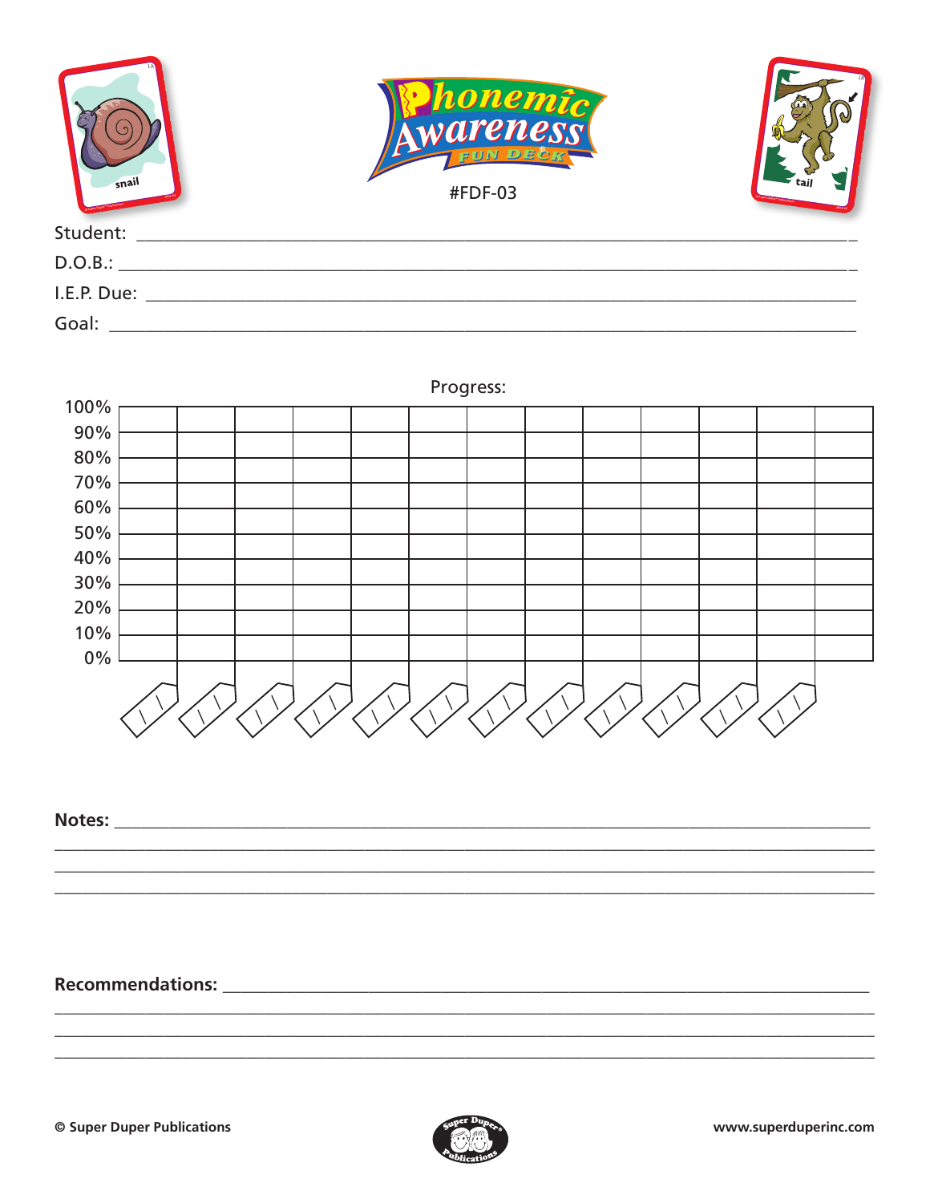snail

# Phonemic Awareness FUN DECK®

#FDF-03

tail

Student: ___________________________________________

D.O.B.: ___________________________________________

I.E.P. Due: ___________________________________________

Goal: ___________________________________________

Progress:

100%
90%
80%
70%
60%
50%
40%
30%
20%
10%
0%

**Notes:** ___________________________________________

___________________________________________

___________________________________________

___________________________________________

**Recommendations:** ___________________________________________

___________________________________________

___________________________________________

___________________________________________

© Super Duper Publications

www.superduperinc.com